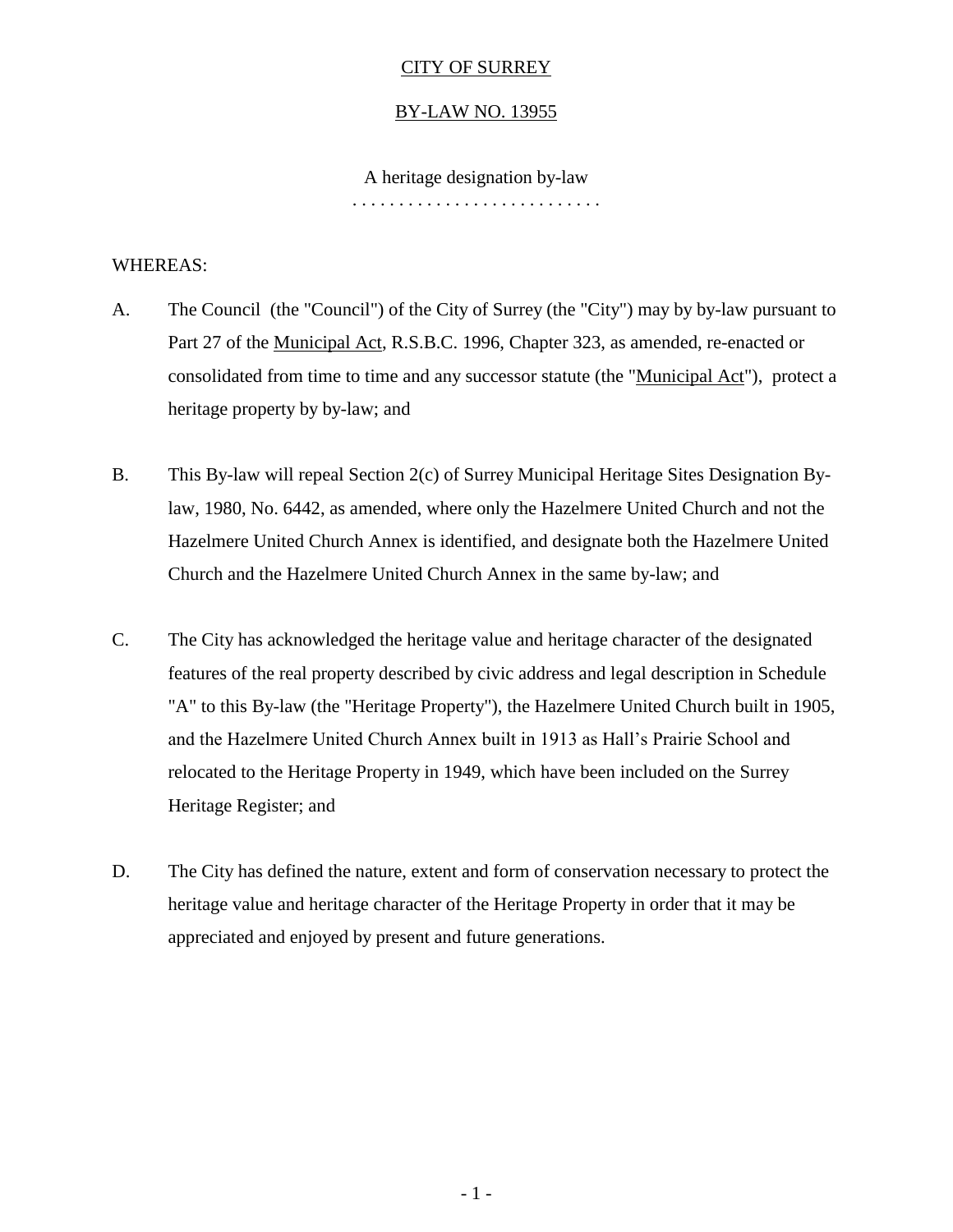CITY OF SURREY

BY-LAW NO. 13955

A heritage designation by-law

. . . . . . . . . . . . . . . . . . . . . . . . . . .

WHEREAS:

A. The Council (the "Council") of the City of Surrey (the "City") may by by-law pursuant to Part 27 of the Municipal Act, R.S.B.C. 1996, Chapter 323, as amended, re-enacted or consolidated from time to time and any successor statute (the "Municipal Act"), protect a heritage property by by-law; and

B. This By-law will repeal Section 2(c) of Surrey Municipal Heritage Sites Designation By-law, 1980, No. 6442, as amended, where only the Hazelmere United Church and not the Hazelmere United Church Annex is identified, and designate both the Hazelmere United Church and the Hazelmere United Church Annex in the same by-law; and

C. The City has acknowledged the heritage value and heritage character of the designated features of the real property described by civic address and legal description in Schedule "A" to this By-law (the "Heritage Property"), the Hazelmere United Church built in 1905, and the Hazelmere United Church Annex built in 1913 as Hall's Prairie School and relocated to the Heritage Property in 1949, which have been included on the Surrey Heritage Register; and

D. The City has defined the nature, extent and form of conservation necessary to protect the heritage value and heritage character of the Heritage Property in order that it may be appreciated and enjoyed by present and future generations.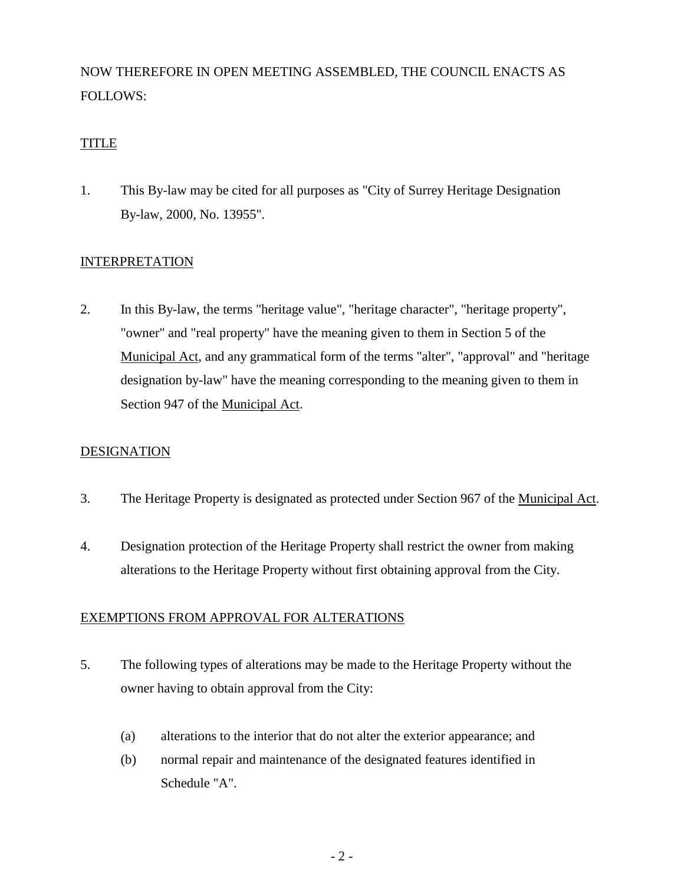NOW THEREFORE IN OPEN MEETING ASSEMBLED, THE COUNCIL ENACTS AS FOLLOWS:

## TITLE

1. This By-law may be cited for all purposes as "City of Surrey Heritage Designation By-law, 2000, No. 13955".

## INTERPRETATION

2. In this By-law, the terms "heritage value", "heritage character", "heritage property", "owner" and "real property" have the meaning given to them in Section 5 of the Municipal Act, and any grammatical form of the terms "alter", "approval" and "heritage designation by-law" have the meaning corresponding to the meaning given to them in Section 947 of the Municipal Act.

## DESIGNATION

3. The Heritage Property is designated as protected under Section 967 of the Municipal Act.

4. Designation protection of the Heritage Property shall restrict the owner from making alterations to the Heritage Property without first obtaining approval from the City.

## EXEMPTIONS FROM APPROVAL FOR ALTERATIONS

5. The following types of alterations may be made to the Heritage Property without the owner having to obtain approval from the City:

   (a) alterations to the interior that do not alter the exterior appearance; and

   (b) normal repair and maintenance of the designated features identified in Schedule "A".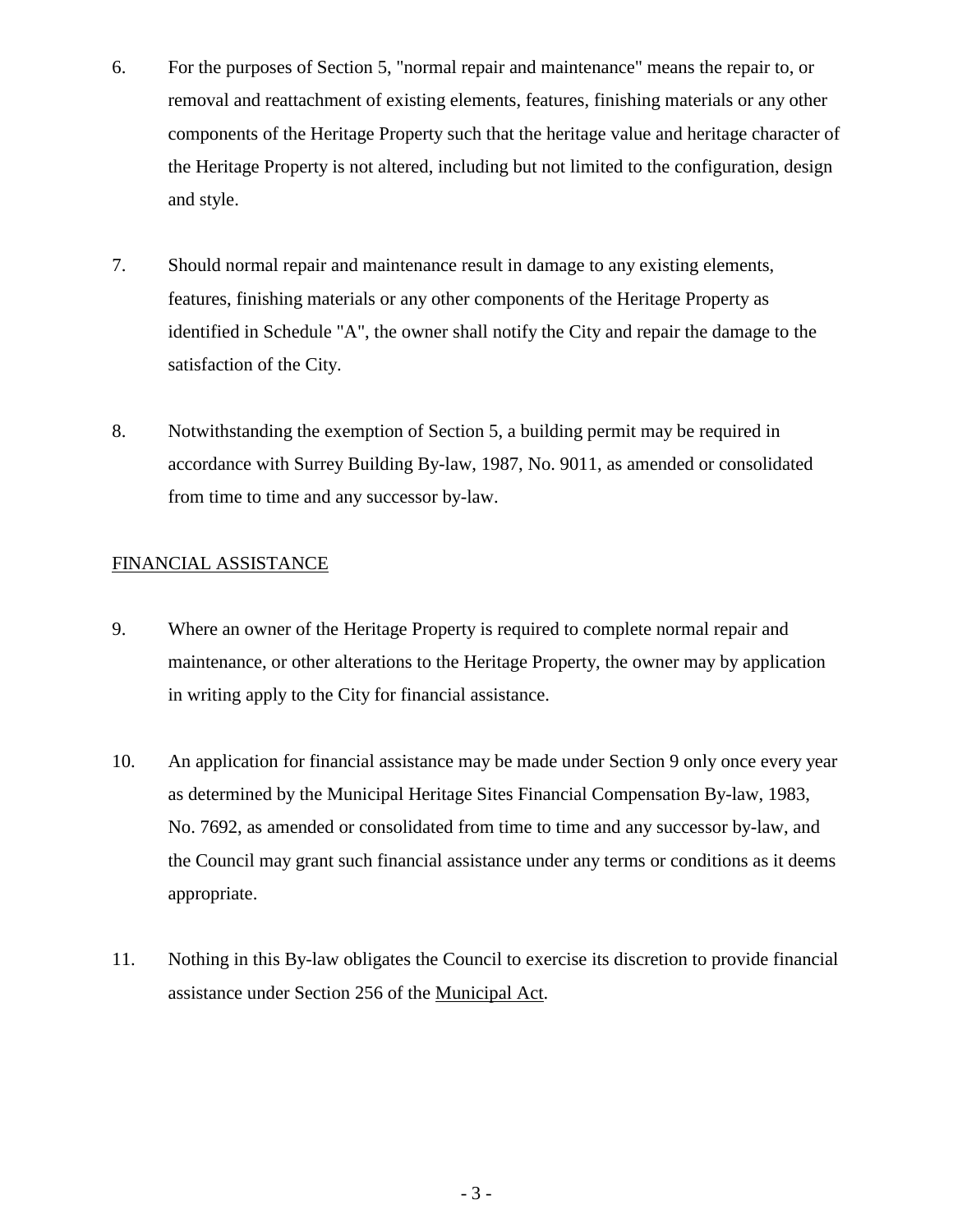6. For the purposes of Section 5, "normal repair and maintenance" means the repair to, or removal and reattachment of existing elements, features, finishing materials or any other components of the Heritage Property such that the heritage value and heritage character of the Heritage Property is not altered, including but not limited to the configuration, design and style.

7. Should normal repair and maintenance result in damage to any existing elements, features, finishing materials or any other components of the Heritage Property as identified in Schedule "A", the owner shall notify the City and repair the damage to the satisfaction of the City.

8. Notwithstanding the exemption of Section 5, a building permit may be required in accordance with Surrey Building By-law, 1987, No. 9011, as amended or consolidated from time to time and any successor by-law.

<u>FINANCIAL ASSISTANCE</u>

9. Where an owner of the Heritage Property is required to complete normal repair and maintenance, or other alterations to the Heritage Property, the owner may by application in writing apply to the City for financial assistance.

10. An application for financial assistance may be made under Section 9 only once every year as determined by the Municipal Heritage Sites Financial Compensation By-law, 1983, No. 7692, as amended or consolidated from time to time and any successor by-law, and the Council may grant such financial assistance under any terms or conditions as it deems appropriate.

11. Nothing in this By-law obligates the Council to exercise its discretion to provide financial assistance under Section 256 of the <u>Municipal Act</u>.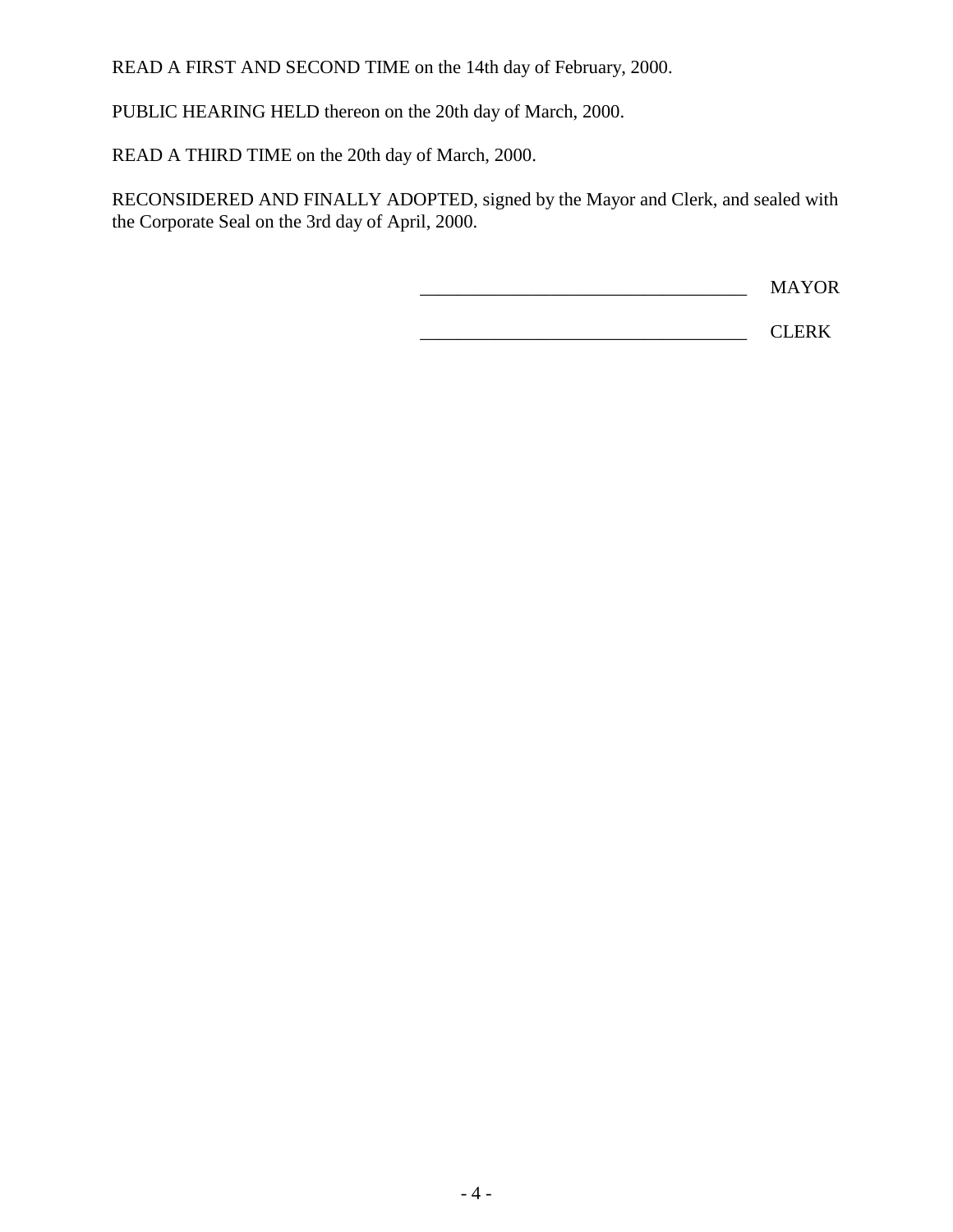READ A FIRST AND SECOND TIME on the 14th day of February, 2000.

PUBLIC HEARING HELD thereon on the 20th day of March, 2000.

READ A THIRD TIME on the 20th day of March, 2000.

RECONSIDERED AND FINALLY ADOPTED, signed by the Mayor and Clerk, and sealed with the Corporate Seal on the 3rd day of April, 2000.

___________________________________ MAYOR

___________________________________ CLERK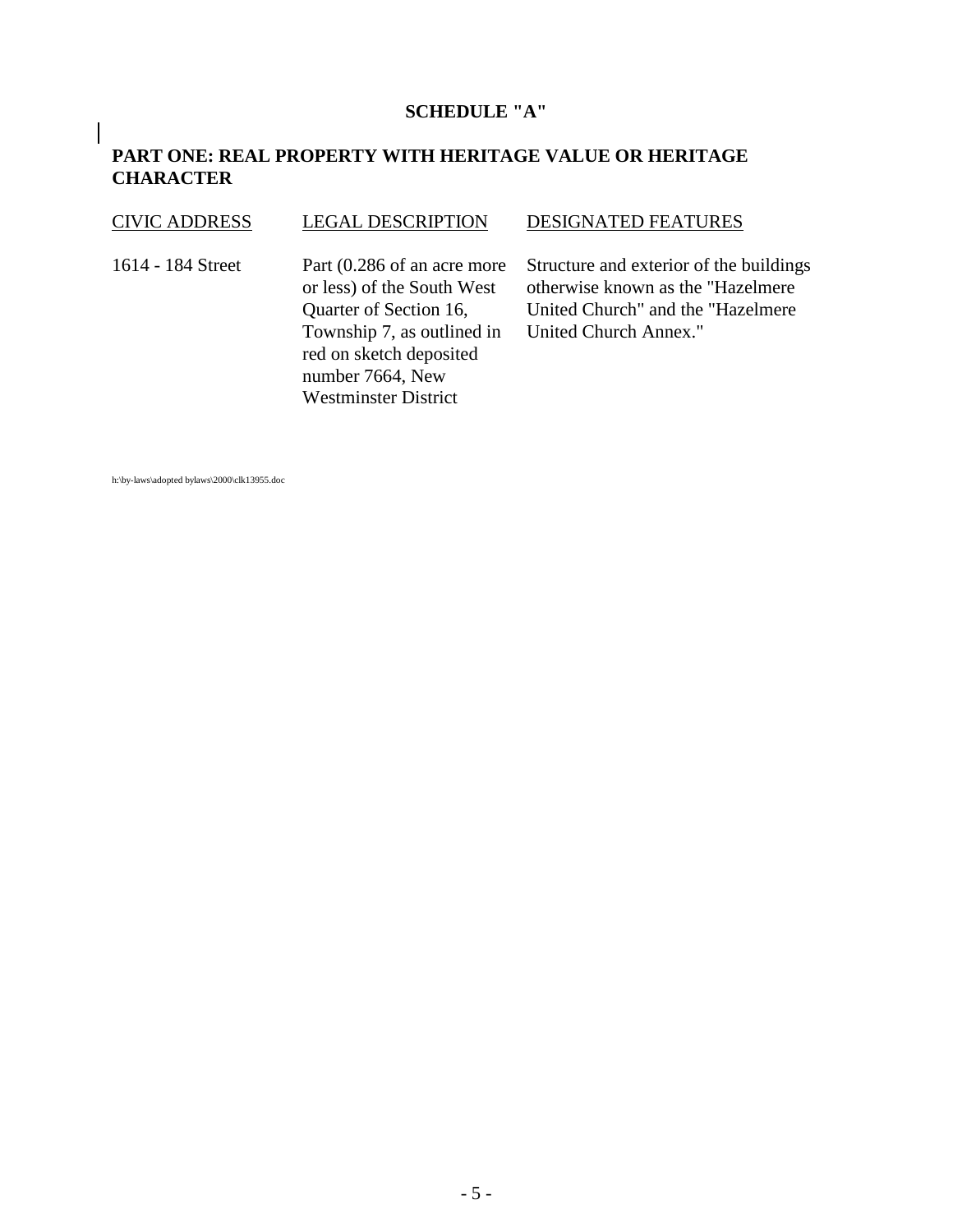**SCHEDULE "A"**

## PART ONE: REAL PROPERTY WITH HERITAGE VALUE OR HERITAGE CHARACTER

| CIVIC ADDRESS | LEGAL DESCRIPTION | DESIGNATED FEATURES |
|---|---|---|
| 1614 - 184 Street | Part (0.286 of an acre more or less) of the South West Quarter of Section 16, Township 7, as outlined in red on sketch deposited number 7664, New Westminster District | Structure and exterior of the buildings otherwise known as the "Hazelmere United Church" and the "Hazelmere United Church Annex." |

h:\by-laws\adopted bylaws\2000\clk13955.doc